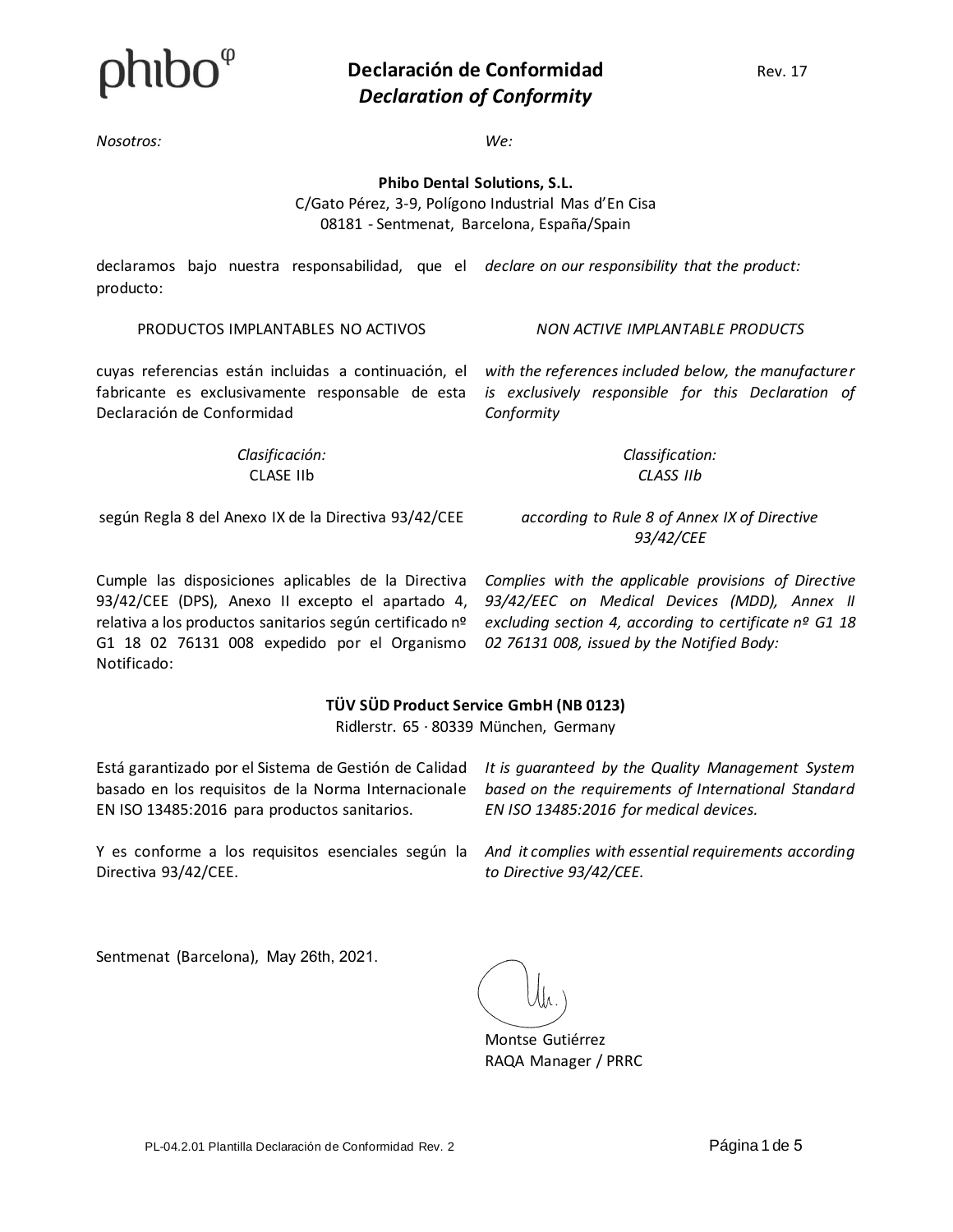phibo

# Declaración de Conformidad
## *Declaration of Conformity*

Rev. 17

*Nosotros:*

*We:*

**Phibo Dental Solutions, S.L.**
C/Gato Pérez, 3-9, Polígono Industrial Mas d'En Cisa
08181 - Sentmenat, Barcelona, España/Spain

declaramos bajo nuestra responsabilidad, que el producto:

*declare on our responsibility that the product:*

PRODUCTOS IMPLANTABLES NO ACTIVOS

*NON ACTIVE IMPLANTABLE PRODUCTS*

cuyas referencias están incluidas a continuación, el fabricante es exclusivamente responsable de esta Declaración de Conformidad

*with the references included below, the manufacturer is exclusively responsible for this Declaration of Conformity*

*Clasificación:*
CLASE IIb

*Classification:*
*CLASS IIb*

según Regla 8 del Anexo IX de la Directiva 93/42/CEE

*according to Rule 8 of Annex IX of Directive 93/42/CEE*

Cumple las disposiciones aplicables de la Directiva 93/42/CEE (DPS), Anexo II excepto el apartado 4, relativa a los productos sanitarios según certificado nº G1 18 02 76131 008 expedido por el Organismo Notificado:

*Complies with the applicable provisions of Directive 93/42/EEC on Medical Devices (MDD), Annex II excluding section 4, according to certificate nº G1 18 02 76131 008, issued by the Notified Body:*

**TÜV SÜD Product Service GmbH (NB 0123)**
Ridlerstr. 65 · 80339 München, Germany

Está garantizado por el Sistema de Gestión de Calidad basado en los requisitos de la Norma Internacionale EN ISO 13485:2016 para productos sanitarios.

*It is guaranteed by the Quality Management System based on the requirements of International Standard EN ISO 13485:2016 for medical devices.*

Y es conforme a los requisitos esenciales según la Directiva 93/42/CEE.

*And it complies with essential requirements according to Directive 93/42/CEE.*

Sentmenat (Barcelona), May 26th, 2021.

Montse Gutiérrez
RAQA Manager / PRRC

PL-04.2.01 Plantilla Declaración de Conformidad Rev. 2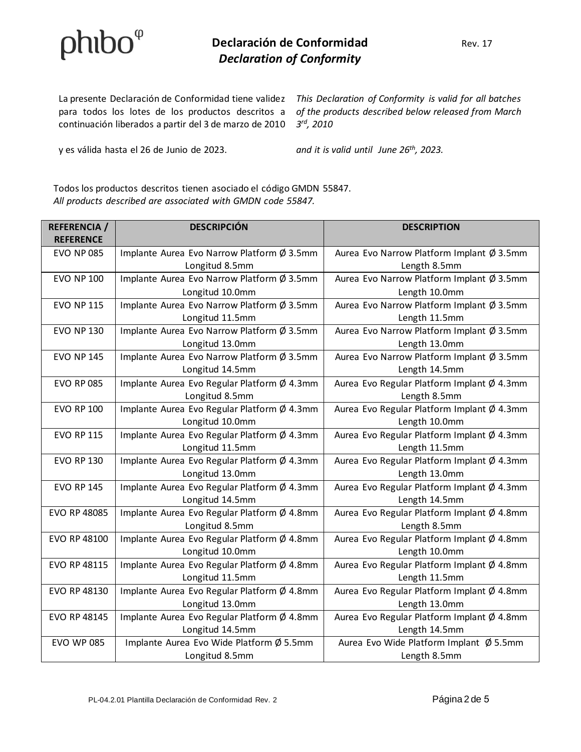# Declaración de Conformidad
## *Declaration of Conformity*

Rev. 17

La presente Declaración de Conformidad tiene validez para todos los lotes de los productos descritos a continuación liberados a partir del 3 de marzo de 2010

*This Declaration of Conformity is valid for all batches of the products described below released from March 3rd, 2010*

y es válida hasta el 26 de Junio de 2023.

*and it is valid until June 26th, 2023.*

Todos los productos descritos tienen asociado el código GMDN 55847.
*All products described are associated with GMDN code 55847.*

| REFERENCIA / REFERENCE | DESCRIPCIÓN | DESCRIPTION |
|---|---|---|
| EVO NP 085 | Implante Aurea Evo Narrow Platform Ø 3.5mm Longitud 8.5mm | Aurea Evo Narrow Platform Implant Ø 3.5mm Length 8.5mm |
| EVO NP 100 | Implante Aurea Evo Narrow Platform Ø 3.5mm Longitud 10.0mm | Aurea Evo Narrow Platform Implant Ø 3.5mm Length 10.0mm |
| EVO NP 115 | Implante Aurea Evo Narrow Platform Ø 3.5mm Longitud 11.5mm | Aurea Evo Narrow Platform Implant Ø 3.5mm Length 11.5mm |
| EVO NP 130 | Implante Aurea Evo Narrow Platform Ø 3.5mm Longitud 13.0mm | Aurea Evo Narrow Platform Implant Ø 3.5mm Length 13.0mm |
| EVO NP 145 | Implante Aurea Evo Narrow Platform Ø 3.5mm Longitud 14.5mm | Aurea Evo Narrow Platform Implant Ø 3.5mm Length 14.5mm |
| EVO RP 085 | Implante Aurea Evo Regular Platform Ø 4.3mm Longitud 8.5mm | Aurea Evo Regular Platform Implant Ø 4.3mm Length 8.5mm |
| EVO RP 100 | Implante Aurea Evo Regular Platform Ø 4.3mm Longitud 10.0mm | Aurea Evo Regular Platform Implant Ø 4.3mm Length 10.0mm |
| EVO RP 115 | Implante Aurea Evo Regular Platform Ø 4.3mm Longitud 11.5mm | Aurea Evo Regular Platform Implant Ø 4.3mm Length 11.5mm |
| EVO RP 130 | Implante Aurea Evo Regular Platform Ø 4.3mm Longitud 13.0mm | Aurea Evo Regular Platform Implant Ø 4.3mm Length 13.0mm |
| EVO RP 145 | Implante Aurea Evo Regular Platform Ø 4.3mm Longitud 14.5mm | Aurea Evo Regular Platform Implant Ø 4.3mm Length 14.5mm |
| EVO RP 48085 | Implante Aurea Evo Regular Platform Ø 4.8mm Longitud 8.5mm | Aurea Evo Regular Platform Implant Ø 4.8mm Length 8.5mm |
| EVO RP 48100 | Implante Aurea Evo Regular Platform Ø 4.8mm Longitud 10.0mm | Aurea Evo Regular Platform Implant Ø 4.8mm Length 10.0mm |
| EVO RP 48115 | Implante Aurea Evo Regular Platform Ø 4.8mm Longitud 11.5mm | Aurea Evo Regular Platform Implant Ø 4.8mm Length 11.5mm |
| EVO RP 48130 | Implante Aurea Evo Regular Platform Ø 4.8mm Longitud 13.0mm | Aurea Evo Regular Platform Implant Ø 4.8mm Length 13.0mm |
| EVO RP 48145 | Implante Aurea Evo Regular Platform Ø 4.8mm Longitud 14.5mm | Aurea Evo Regular Platform Implant Ø 4.8mm Length 14.5mm |
| EVO WP 085 | Implante Aurea Evo Wide Platform Ø 5.5mm Longitud 8.5mm | Aurea Evo Wide Platform Implant Ø 5.5mm Length 8.5mm |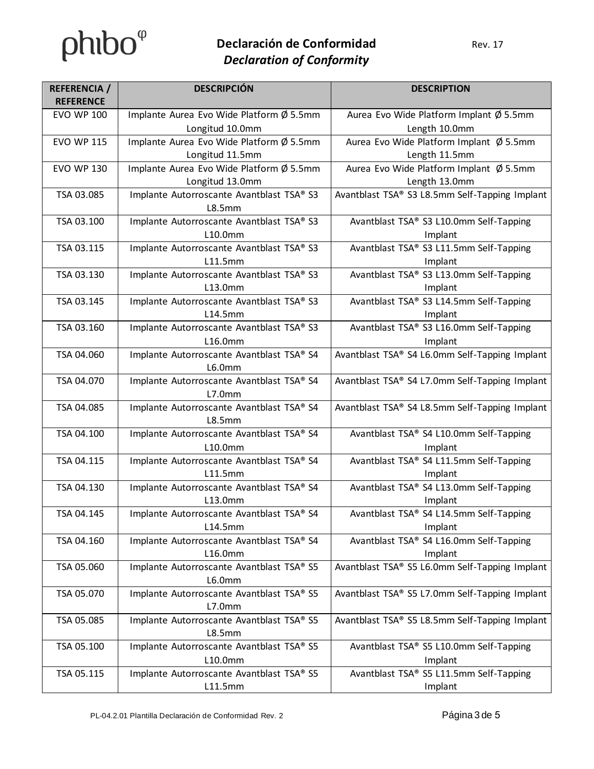| REFERENCIA / REFERENCE | DESCRIPCIÓN | DESCRIPTION |
|---|---|---|
| EVO WP 100 | Implante Aurea Evo Wide Platform Ø 5.5mm Longitud 10.0mm | Aurea Evo Wide Platform Implant Ø 5.5mm Length 10.0mm |
| EVO WP 115 | Implante Aurea Evo Wide Platform Ø 5.5mm Longitud 11.5mm | Aurea Evo Wide Platform Implant Ø 5.5mm Length 11.5mm |
| EVO WP 130 | Implante Aurea Evo Wide Platform Ø 5.5mm Longitud 13.0mm | Aurea Evo Wide Platform Implant Ø 5.5mm Length 13.0mm |
| TSA 03.085 | Implante Autorroscante Avantblast TSA® S3 L8.5mm | Avantblast TSA® S3 L8.5mm Self-Tapping Implant |
| TSA 03.100 | Implante Autorroscante Avantblast TSA® S3 L10.0mm | Avantblast TSA® S3 L10.0mm Self-Tapping Implant |
| TSA 03.115 | Implante Autorroscante Avantblast TSA® S3 L11.5mm | Avantblast TSA® S3 L11.5mm Self-Tapping Implant |
| TSA 03.130 | Implante Autorroscante Avantblast TSA® S3 L13.0mm | Avantblast TSA® S3 L13.0mm Self-Tapping Implant |
| TSA 03.145 | Implante Autorroscante Avantblast TSA® S3 L14.5mm | Avantblast TSA® S3 L14.5mm Self-Tapping Implant |
| TSA 03.160 | Implante Autorroscante Avantblast TSA® S3 L16.0mm | Avantblast TSA® S3 L16.0mm Self-Tapping Implant |
| TSA 04.060 | Implante Autorroscante Avantblast TSA® S4 L6.0mm | Avantblast TSA® S4 L6.0mm Self-Tapping Implant |
| TSA 04.070 | Implante Autorroscante Avantblast TSA® S4 L7.0mm | Avantblast TSA® S4 L7.0mm Self-Tapping Implant |
| TSA 04.085 | Implante Autorroscante Avantblast TSA® S4 L8.5mm | Avantblast TSA® S4 L8.5mm Self-Tapping Implant |
| TSA 04.100 | Implante Autorroscante Avantblast TSA® S4 L10.0mm | Avantblast TSA® S4 L10.0mm Self-Tapping Implant |
| TSA 04.115 | Implante Autorroscante Avantblast TSA® S4 L11.5mm | Avantblast TSA® S4 L11.5mm Self-Tapping Implant |
| TSA 04.130 | Implante Autorroscante Avantblast TSA® S4 L13.0mm | Avantblast TSA® S4 L13.0mm Self-Tapping Implant |
| TSA 04.145 | Implante Autorroscante Avantblast TSA® S4 L14.5mm | Avantblast TSA® S4 L14.5mm Self-Tapping Implant |
| TSA 04.160 | Implante Autorroscante Avantblast TSA® S4 L16.0mm | Avantblast TSA® S4 L16.0mm Self-Tapping Implant |
| TSA 05.060 | Implante Autorroscante Avantblast TSA® S5 L6.0mm | Avantblast TSA® S5 L6.0mm Self-Tapping Implant |
| TSA 05.070 | Implante Autorroscante Avantblast TSA® S5 L7.0mm | Avantblast TSA® S5 L7.0mm Self-Tapping Implant |
| TSA 05.085 | Implante Autorroscante Avantblast TSA® S5 L8.5mm | Avantblast TSA® S5 L8.5mm Self-Tapping Implant |
| TSA 05.100 | Implante Autorroscante Avantblast TSA® S5 L10.0mm | Avantblast TSA® S5 L10.0mm Self-Tapping Implant |
| TSA 05.115 | Implante Autorroscante Avantblast TSA® S5 L11.5mm | Avantblast TSA® S5 L11.5mm Self-Tapping Implant |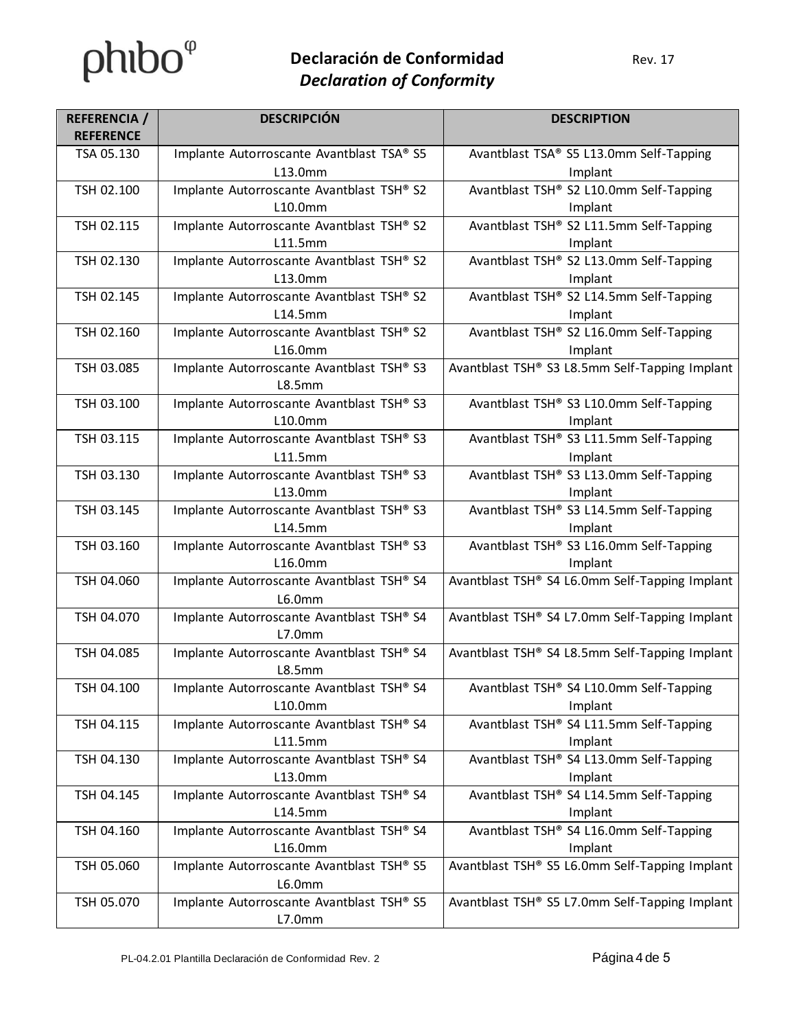| REFERENCIA / REFERENCE | DESCRIPCIÓN | DESCRIPTION |
|---|---|---|
| TSA 05.130 | Implante Autorroscante Avantblast TSA® S5 L13.0mm | Avantblast TSA® S5 L13.0mm Self-Tapping Implant |
| TSH 02.100 | Implante Autorroscante Avantblast TSH® S2 L10.0mm | Avantblast TSH® S2 L10.0mm Self-Tapping Implant |
| TSH 02.115 | Implante Autorroscante Avantblast TSH® S2 L11.5mm | Avantblast TSH® S2 L11.5mm Self-Tapping Implant |
| TSH 02.130 | Implante Autorroscante Avantblast TSH® S2 L13.0mm | Avantblast TSH® S2 L13.0mm Self-Tapping Implant |
| TSH 02.145 | Implante Autorroscante Avantblast TSH® S2 L14.5mm | Avantblast TSH® S2 L14.5mm Self-Tapping Implant |
| TSH 02.160 | Implante Autorroscante Avantblast TSH® S2 L16.0mm | Avantblast TSH® S2 L16.0mm Self-Tapping Implant |
| TSH 03.085 | Implante Autorroscante Avantblast TSH® S3 L8.5mm | Avantblast TSH® S3 L8.5mm Self-Tapping Implant |
| TSH 03.100 | Implante Autorroscante Avantblast TSH® S3 L10.0mm | Avantblast TSH® S3 L10.0mm Self-Tapping Implant |
| TSH 03.115 | Implante Autorroscante Avantblast TSH® S3 L11.5mm | Avantblast TSH® S3 L11.5mm Self-Tapping Implant |
| TSH 03.130 | Implante Autorroscante Avantblast TSH® S3 L13.0mm | Avantblast TSH® S3 L13.0mm Self-Tapping Implant |
| TSH 03.145 | Implante Autorroscante Avantblast TSH® S3 L14.5mm | Avantblast TSH® S3 L14.5mm Self-Tapping Implant |
| TSH 03.160 | Implante Autorroscante Avantblast TSH® S3 L16.0mm | Avantblast TSH® S3 L16.0mm Self-Tapping Implant |
| TSH 04.060 | Implante Autorroscante Avantblast TSH® S4 L6.0mm | Avantblast TSH® S4 L6.0mm Self-Tapping Implant |
| TSH 04.070 | Implante Autorroscante Avantblast TSH® S4 L7.0mm | Avantblast TSH® S4 L7.0mm Self-Tapping Implant |
| TSH 04.085 | Implante Autorroscante Avantblast TSH® S4 L8.5mm | Avantblast TSH® S4 L8.5mm Self-Tapping Implant |
| TSH 04.100 | Implante Autorroscante Avantblast TSH® S4 L10.0mm | Avantblast TSH® S4 L10.0mm Self-Tapping Implant |
| TSH 04.115 | Implante Autorroscante Avantblast TSH® S4 L11.5mm | Avantblast TSH® S4 L11.5mm Self-Tapping Implant |
| TSH 04.130 | Implante Autorroscante Avantblast TSH® S4 L13.0mm | Avantblast TSH® S4 L13.0mm Self-Tapping Implant |
| TSH 04.145 | Implante Autorroscante Avantblast TSH® S4 L14.5mm | Avantblast TSH® S4 L14.5mm Self-Tapping Implant |
| TSH 04.160 | Implante Autorroscante Avantblast TSH® S4 L16.0mm | Avantblast TSH® S4 L16.0mm Self-Tapping Implant |
| TSH 05.060 | Implante Autorroscante Avantblast TSH® S5 L6.0mm | Avantblast TSH® S5 L6.0mm Self-Tapping Implant |
| TSH 05.070 | Implante Autorroscante Avantblast TSH® S5 L7.0mm | Avantblast TSH® S5 L7.0mm Self-Tapping Implant |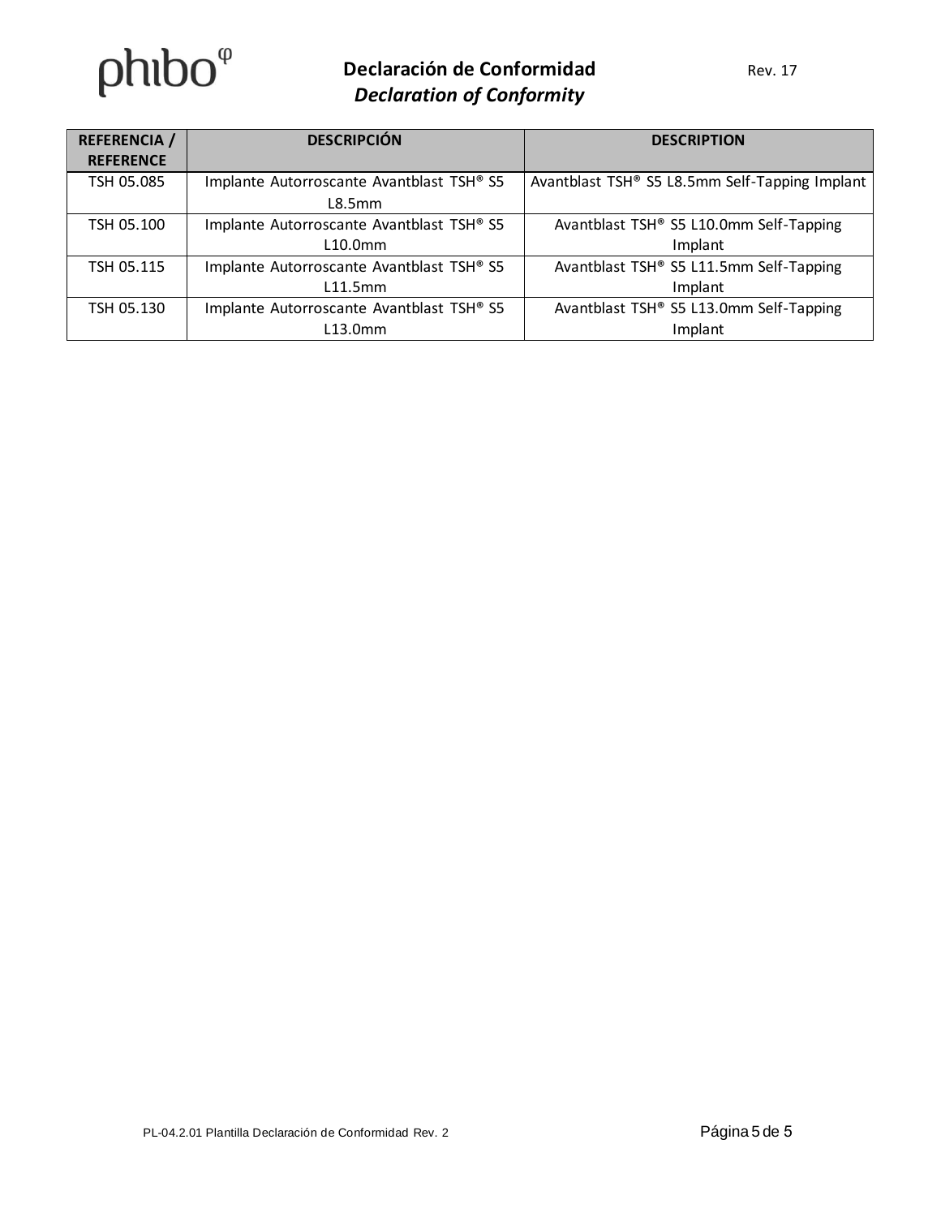| REFERENCIA / REFERENCE | DESCRIPCIÓN | DESCRIPTION |
|---|---|---|
| TSH 05.085 | Implante Autorroscante Avantblast TSH® S5 L8.5mm | Avantblast TSH® S5 L8.5mm Self-Tapping Implant |
| TSH 05.100 | Implante Autorroscante Avantblast TSH® S5 L10.0mm | Avantblast TSH® S5 L10.0mm Self-Tapping Implant |
| TSH 05.115 | Implante Autorroscante Avantblast TSH® S5 L11.5mm | Avantblast TSH® S5 L11.5mm Self-Tapping Implant |
| TSH 05.130 | Implante Autorroscante Avantblast TSH® S5 L13.0mm | Avantblast TSH® S5 L13.0mm Self-Tapping Implant |